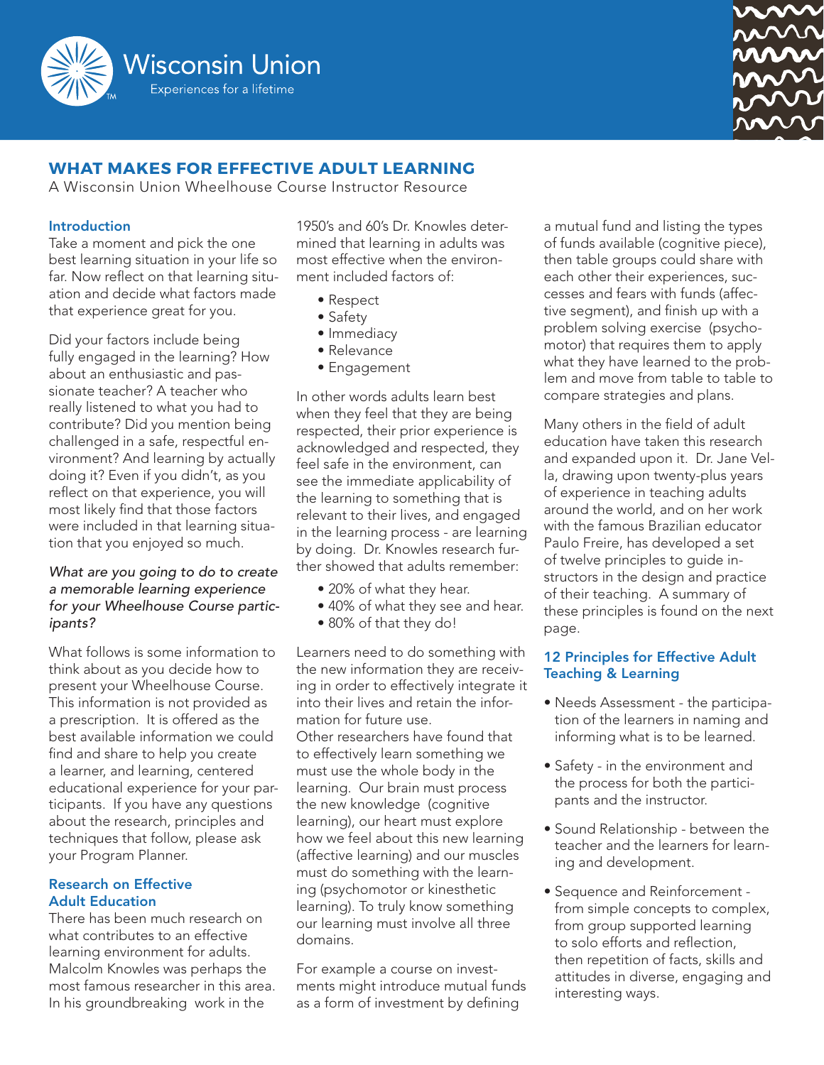# WHAT MAKES FOR EFFECTIVE ADULT LEARNING

A Wisconsin Union Wheelhouse Course Instructor Resource

## Introduction

Take a moment and pick the one best learning situation in your life so far. Now reflect on that learning situation and decide what factors made that experience great for you.

Did your factors include being fully engaged in the learning? How about an enthusiastic and passionate teacher? A teacher who really listened to what you had to contribute? Did you mention being challenged in a safe, respectful environment? And learning by actually doing it? Even if you didn't, as you reflect on that experience, you will most likely find that those factors were included in that learning situation that you enjoyed so much.

*What are you going to do to create a memorable learning experience for your Wheelhouse Course participants?*

What follows is some information to think about as you decide how to present your Wheelhouse Course. This information is not provided as a prescription. It is offered as the best available information we could find and share to help you create a learner, and learning, centered educational experience for your participants. If you have any questions about the research, principles and techniques that follow, please ask your Program Planner.

## Research on Effective Adult Education

There has been much research on what contributes to an effective learning environment for adults. Malcolm Knowles was perhaps the most famous researcher in this area. In his groundbreaking work in the 1950's and 60's Dr. Knowles determined that learning in adults was most effective when the environment included factors of:

- Respect
- Safety
- Immediacy
- Relevance
- Engagement

In other words adults learn best when they feel that they are being respected, their prior experience is acknowledged and respected, they feel safe in the environment, can see the immediate applicability of the learning to something that is relevant to their lives, and engaged in the learning process - are learning by doing. Dr. Knowles research further showed that adults remember:

- 20% of what they hear.
- 40% of what they see and hear.
- 80% of that they do!

Learners need to do something with the new information they are receiving in order to effectively integrate it into their lives and retain the information for future use.
Other researchers have found that to effectively learn something we must use the whole body in the learning. Our brain must process the new knowledge (cognitive learning), our heart must explore how we feel about this new learning (affective learning) and our muscles must do something with the learning (psychomotor or kinesthetic learning). To truly know something our learning must involve all three domains.

For example a course on investments might introduce mutual funds as a form of investment by defining a mutual fund and listing the types of funds available (cognitive piece), then table groups could share with each other their experiences, successes and fears with funds (affective segment), and finish up with a problem solving exercise (psychomotor) that requires them to apply what they have learned to the problem and move from table to table to compare strategies and plans.

Many others in the field of adult education have taken this research and expanded upon it. Dr. Jane Vella, drawing upon twenty-plus years of experience in teaching adults around the world, and on her work with the famous Brazilian educator Paulo Freire, has developed a set of twelve principles to guide instructors in the design and practice of their teaching. A summary of these principles is found on the next page.

## 12 Principles for Effective Adult Teaching & Learning

- Needs Assessment - the participation of the learners in naming and informing what is to be learned.
- Safety - in the environment and the process for both the participants and the instructor.
- Sound Relationship - between the teacher and the learners for learning and development.
- Sequence and Reinforcement - from simple concepts to complex, from group supported learning to solo efforts and reflection, then repetition of facts, skills and attitudes in diverse, engaging and interesting ways.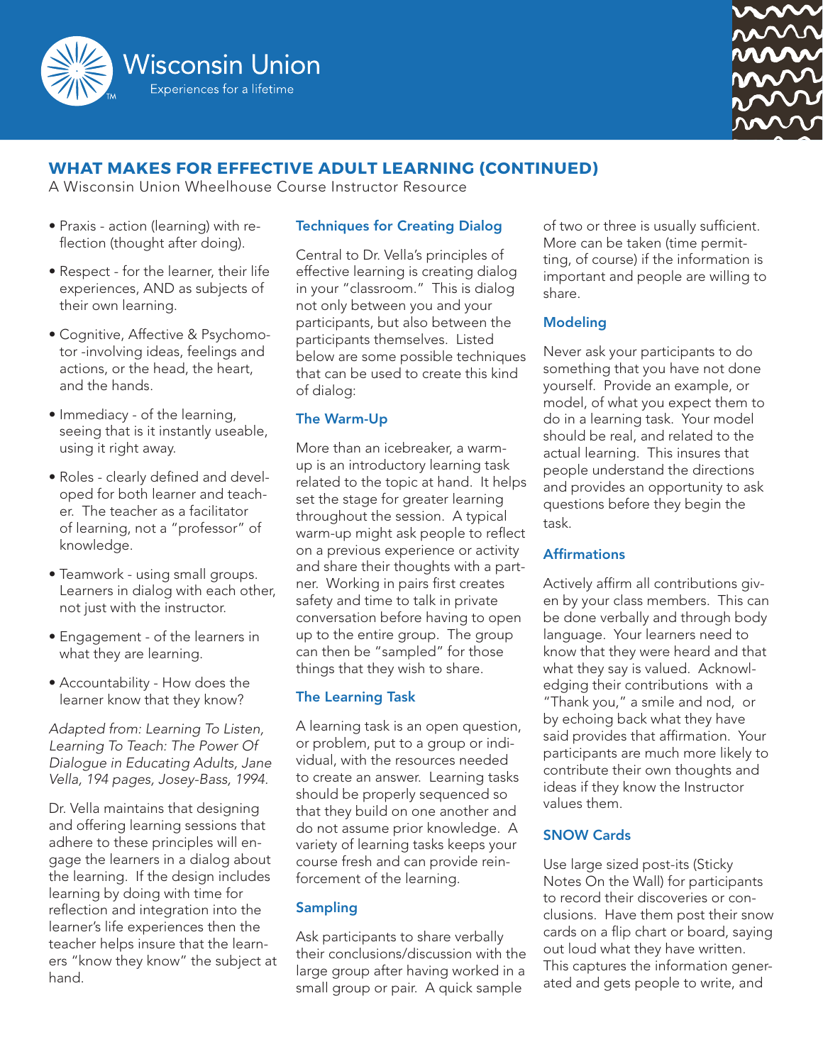## WHAT MAKES FOR EFFECTIVE ADULT LEARNING (CONTINUED)

A Wisconsin Union Wheelhouse Course Instructor Resource

- Praxis - action (learning) with reflection (thought after doing).
- Respect - for the learner, their life experiences, AND as subjects of their own learning.
- Cognitive, Affective & Psychomotor -involving ideas, feelings and actions, or the head, the heart, and the hands.
- Immediacy - of the learning, seeing that is it instantly useable, using it right away.
- Roles - clearly defined and developed for both learner and teacher. The teacher as a facilitator of learning, not a "professor" of knowledge.
- Teamwork - using small groups. Learners in dialog with each other, not just with the instructor.
- Engagement - of the learners in what they are learning.
- Accountability - How does the learner know that they know?

*Adapted from: Learning To Listen, Learning To Teach: The Power Of Dialogue in Educating Adults, Jane Vella, 194 pages, Josey-Bass, 1994.*

Dr. Vella maintains that designing and offering learning sessions that adhere to these principles will engage the learners in a dialog about the learning. If the design includes learning by doing with time for reflection and integration into the learner's life experiences then the teacher helps insure that the learners "know they know" the subject at hand.

### Techniques for Creating Dialog

Central to Dr. Vella's principles of effective learning is creating dialog in your "classroom." This is dialog not only between you and your participants, but also between the participants themselves. Listed below are some possible techniques that can be used to create this kind of dialog:

### The Warm-Up

More than an icebreaker, a warm-up is an introductory learning task related to the topic at hand. It helps set the stage for greater learning throughout the session. A typical warm-up might ask people to reflect on a previous experience or activity and share their thoughts with a partner. Working in pairs first creates safety and time to talk in private conversation before having to open up to the entire group. The group can then be "sampled" for those things that they wish to share.

### The Learning Task

A learning task is an open question, or problem, put to a group or individual, with the resources needed to create an answer. Learning tasks should be properly sequenced so that they build on one another and do not assume prior knowledge. A variety of learning tasks keeps your course fresh and can provide reinforcement of the learning.

### Sampling

Ask participants to share verbally their conclusions/discussion with the large group after having worked in a small group or pair. A quick sample of two or three is usually sufficient. More can be taken (time permitting, of course) if the information is important and people are willing to share.

### Modeling

Never ask your participants to do something that you have not done yourself. Provide an example, or model, of what you expect them to do in a learning task. Your model should be real, and related to the actual learning. This insures that people understand the directions and provides an opportunity to ask questions before they begin the task.

### Affirmations

Actively affirm all contributions given by your class members. This can be done verbally and through body language. Your learners need to know that they were heard and that what they say is valued. Acknowledging their contributions with a "Thank you," a smile and nod, or by echoing back what they have said provides that affirmation. Your participants are much more likely to contribute their own thoughts and ideas if they know the Instructor values them.

### SNOW Cards

Use large sized post-its (Sticky Notes On the Wall) for participants to record their discoveries or conclusions. Have them post their snow cards on a flip chart or board, saying out loud what they have written. This captures the information generated and gets people to write, and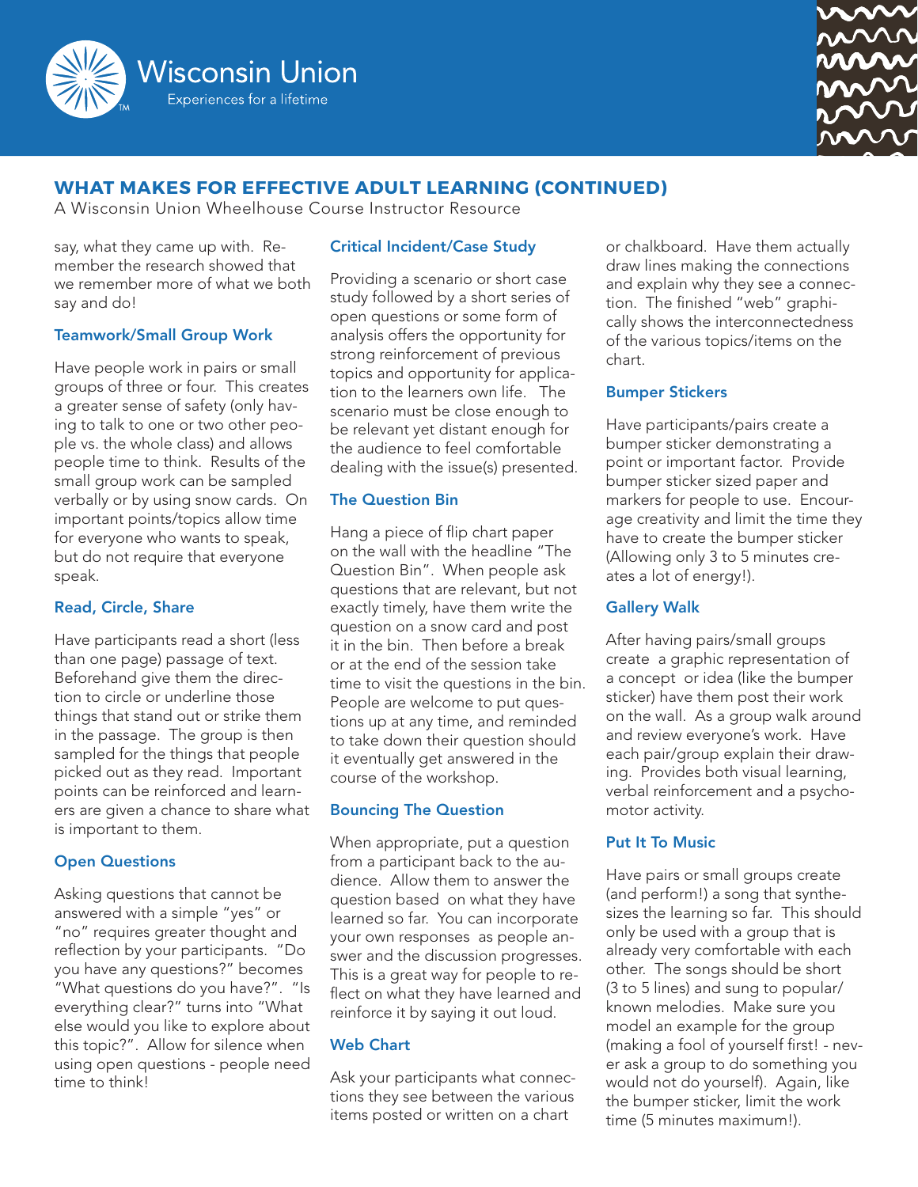## WHAT MAKES FOR EFFECTIVE ADULT LEARNING (CONTINUED)

A Wisconsin Union Wheelhouse Course Instructor Resource

say, what they came up with. Remember the research showed that we remember more of what we both say and do!

### Teamwork/Small Group Work

Have people work in pairs or small groups of three or four. This creates a greater sense of safety (only having to talk to one or two other people vs. the whole class) and allows people time to think. Results of the small group work can be sampled verbally or by using snow cards. On important points/topics allow time for everyone who wants to speak, but do not require that everyone speak.

### Read, Circle, Share

Have participants read a short (less than one page) passage of text. Beforehand give them the direction to circle or underline those things that stand out or strike them in the passage. The group is then sampled for the things that people picked out as they read. Important points can be reinforced and learners are given a chance to share what is important to them.

### Open Questions

Asking questions that cannot be answered with a simple "yes" or "no" requires greater thought and reflection by your participants. "Do you have any questions?" becomes "What questions do you have?". "Is everything clear?" turns into "What else would you like to explore about this topic?". Allow for silence when using open questions - people need time to think!

### Critical Incident/Case Study

Providing a scenario or short case study followed by a short series of open questions or some form of analysis offers the opportunity for strong reinforcement of previous topics and opportunity for application to the learners own life. The scenario must be close enough to be relevant yet distant enough for the audience to feel comfortable dealing with the issue(s) presented.

### The Question Bin

Hang a piece of flip chart paper on the wall with the headline "The Question Bin". When people ask questions that are relevant, but not exactly timely, have them write the question on a snow card and post it in the bin. Then before a break or at the end of the session take time to visit the questions in the bin. People are welcome to put questions up at any time, and reminded to take down their question should it eventually get answered in the course of the workshop.

### Bouncing The Question

When appropriate, put a question from a participant back to the audience. Allow them to answer the question based on what they have learned so far. You can incorporate your own responses as people answer and the discussion progresses. This is a great way for people to reflect on what they have learned and reinforce it by saying it out loud.

### Web Chart

Ask your participants what connections they see between the various items posted or written on a chart or chalkboard. Have them actually draw lines making the connections and explain why they see a connection. The finished "web" graphically shows the interconnectedness of the various topics/items on the chart.

### Bumper Stickers

Have participants/pairs create a bumper sticker demonstrating a point or important factor. Provide bumper sticker sized paper and markers for people to use. Encourage creativity and limit the time they have to create the bumper sticker (Allowing only 3 to 5 minutes creates a lot of energy!).

### Gallery Walk

After having pairs/small groups create a graphic representation of a concept or idea (like the bumper sticker) have them post their work on the wall. As a group walk around and review everyone's work. Have each pair/group explain their drawing. Provides both visual learning, verbal reinforcement and a psychomotor activity.

### Put It To Music

Have pairs or small groups create (and perform!) a song that synthesizes the learning so far. This should only be used with a group that is already very comfortable with each other. The songs should be short (3 to 5 lines) and sung to popular/known melodies. Make sure you model an example for the group (making a fool of yourself first! - never ask a group to do something you would not do yourself). Again, like the bumper sticker, limit the work time (5 minutes maximum!).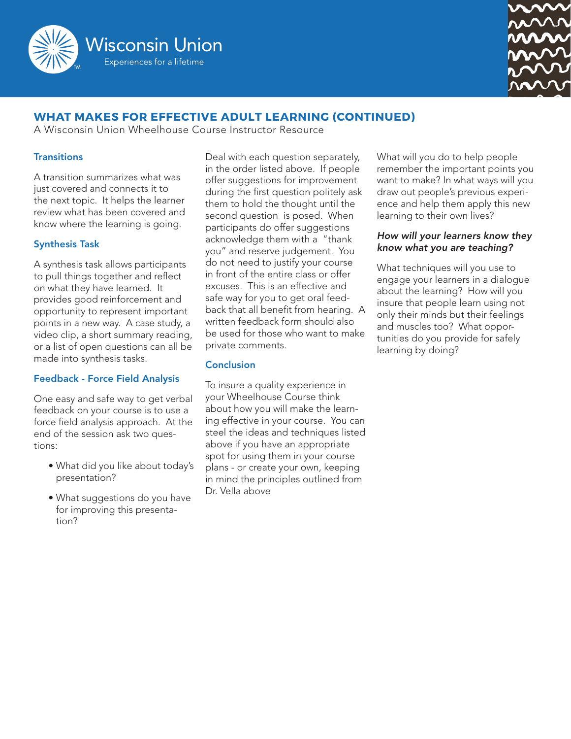## WHAT MAKES FOR EFFECTIVE ADULT LEARNING (CONTINUED)

A Wisconsin Union Wheelhouse Course Instructor Resource

### Transitions

A transition summarizes what was just covered and connects it to the next topic. It helps the learner review what has been covered and know where the learning is going.

### Synthesis Task

A synthesis task allows participants to pull things together and reflect on what they have learned. It provides good reinforcement and opportunity to represent important points in a new way. A case study, a video clip, a short summary reading, or a list of open questions can all be made into synthesis tasks.

### Feedback - Force Field Analysis

One easy and safe way to get verbal feedback on your course is to use a force field analysis approach. At the end of the session ask two questions:

- What did you like about today's presentation?
- What suggestions do you have for improving this presentation?

Deal with each question separately, in the order listed above. If people offer suggestions for improvement during the first question politely ask them to hold the thought until the second question is posed. When participants do offer suggestions acknowledge them with a "thank you" and reserve judgement. You do not need to justify your course in front of the entire class or offer excuses. This is an effective and safe way for you to get oral feedback that all benefit from hearing. A written feedback form should also be used for those who want to make private comments.

### Conclusion

To insure a quality experience in your Wheelhouse Course think about how you will make the learning effective in your course. You can steel the ideas and techniques listed above if you have an appropriate spot for using them in your course plans - or create your own, keeping in mind the principles outlined from Dr. Vella above

What will you do to help people remember the important points you want to make? In what ways will you draw out people's previous experience and help them apply this new learning to their own lives?

***How will your learners know they know what you are teaching?***

What techniques will you use to engage your learners in a dialogue about the learning? How will you insure that people learn using not only their minds but their feelings and muscles too? What opportunities do you provide for safely learning by doing?